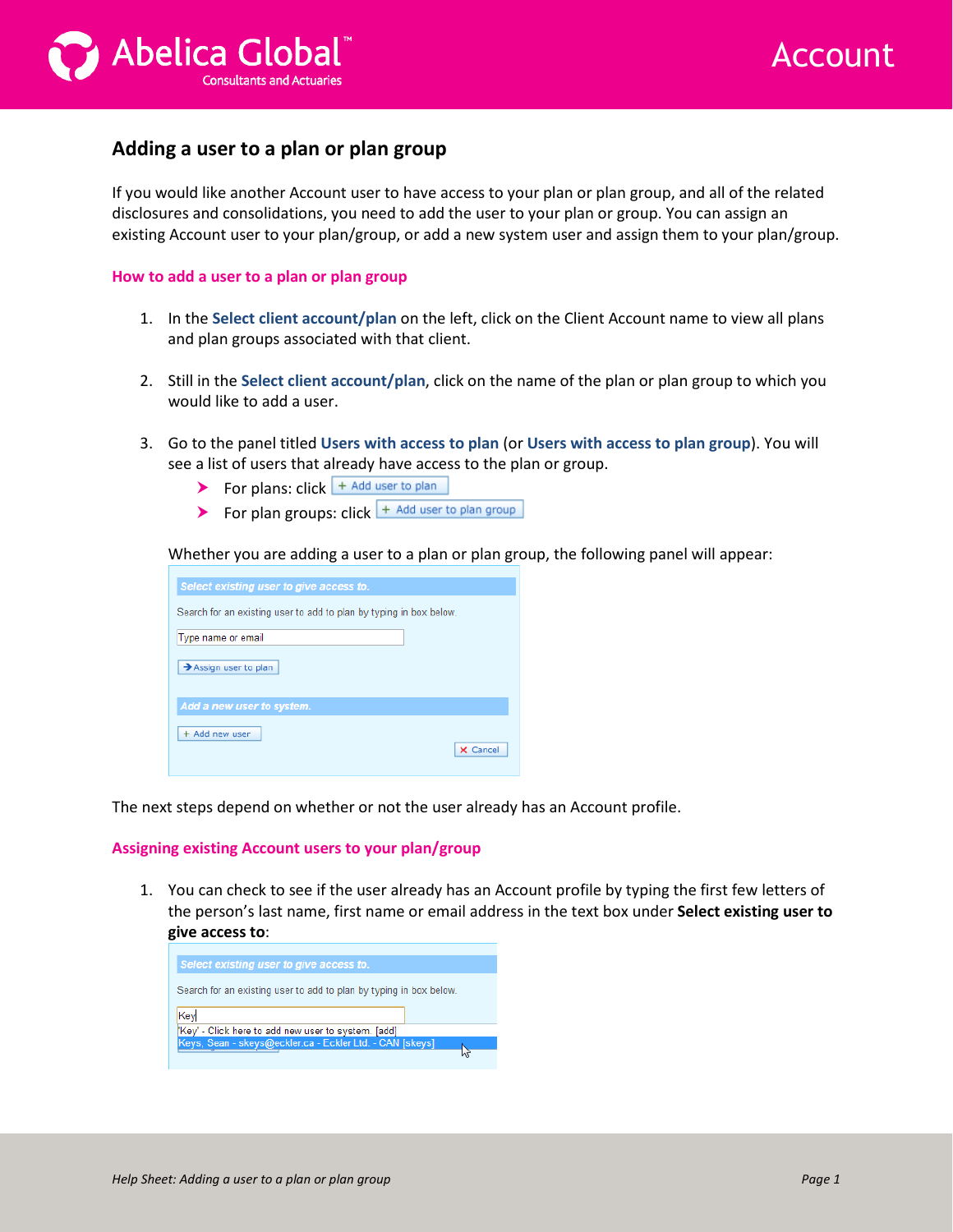## Adding a user to a plan or plan group

If you would like another Account user to have access to your plan or plan group, and all of the related disclosures and consolidations, you need to add the user to your plan or group. You can assign an existing Account user to your plan/group, or add a new system user and assign them to your plan/group.

### How to add a user to a plan or plan group

1. In the **Select client account/plan** on the left, click on the Client Account name to view all plans and plan groups associated with that client.

2. Still in the **Select client account/plan**, click on the name of the plan or plan group to which you would like to add a user.

3. Go to the panel titled **Users with access to plan** (or **Users with access to plan group**). You will see a list of users that already have access to the plan or plan group.
   - For plans: click + Add user to plan
   - For plan groups: click + Add user to plan group

   Whether you are adding a user to a plan or plan group, the following panel will appear:

   *Select existing user to give access to.*

   Search for an existing user to add to plan by typing in box below.

   [Type name or email]

   [➔ Assign user to plan]

   *Add a new user to system.*

   [+ Add new user] [✕ Cancel]

The next steps depend on whether or not the user already has an Account profile.

### Assigning existing Account users to your plan/group

1. You can check to see if the user already has an Account profile by typing the first few letters of the person's last name, first name or email address in the text box under **Select existing user to give access to**:

   *Select existing user to give access to.*

   Search for an existing user to add to plan by typing in box below.

   [Key]

   'Key' - Click here to add new user to system. [add]
   Keys, Sean - skeys@eckler.ca - Eckler Ltd. - CAN [skeys]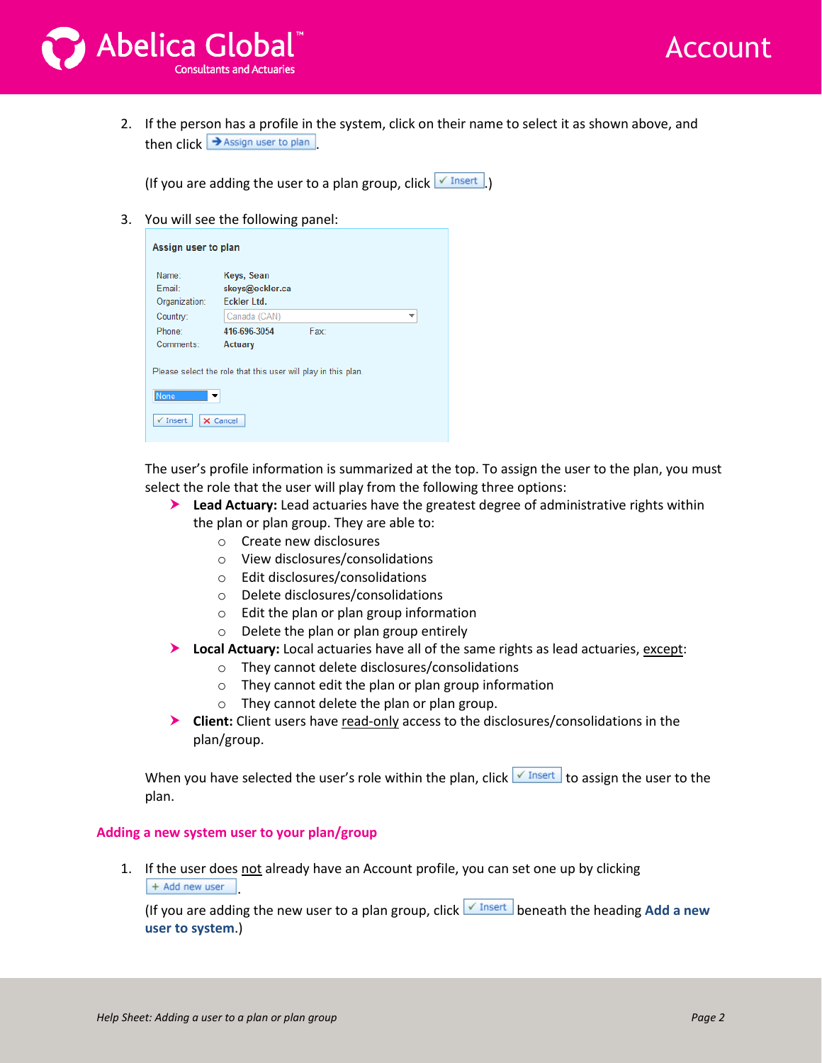2. If the person has a profile in the system, click on their name to select it as shown above, and then click Assign user to plan.

   (If you are adding the user to a plan group, click ✓ Insert.)

3. You will see the following panel:

   **Assign user to plan**

   Name: Keys, Sean
   Email: skeys@eckler.ca
   Organization: Eckler Ltd.
   Country: Canada (CAN)
   Phone: 416-696-3054 Fax:
   Comments: Actuary

   Please select the role that this user will play in this plan.

   None

   ✓ Insert ✗ Cancel

   The user's profile information is summarized at the top. To assign the user to the plan, you must select the role that the user will play from the following three options:

   - **Lead Actuary:** Lead actuaries have the greatest degree of administrative rights within the plan or plan group. They are able to:
     - Create new disclosures
     - View disclosures/consolidations
     - Edit disclosures/consolidations
     - Delete disclosures/consolidations
     - Edit the plan or plan group information
     - Delete the plan or plan group entirely
   - **Local Actuary:** Local actuaries have all of the same rights as lead actuaries, <u>except</u>:
     - They cannot delete disclosures/consolidations
     - They cannot edit the plan or plan group information
     - They cannot delete the plan or plan group.
   - **Client:** Client users have <u>read-only</u> access to the disclosures/consolidations in the plan/group.

   When you have selected the user's role within the plan, click ✓ Insert to assign the user to the plan.

## Adding a new system user to your plan/group

1. If the user does <u>not</u> already have an Account profile, you can set one up by clicking + Add new user.

   (If you are adding the new user to a plan group, click ✓ Insert beneath the heading **Add a new user to system**.)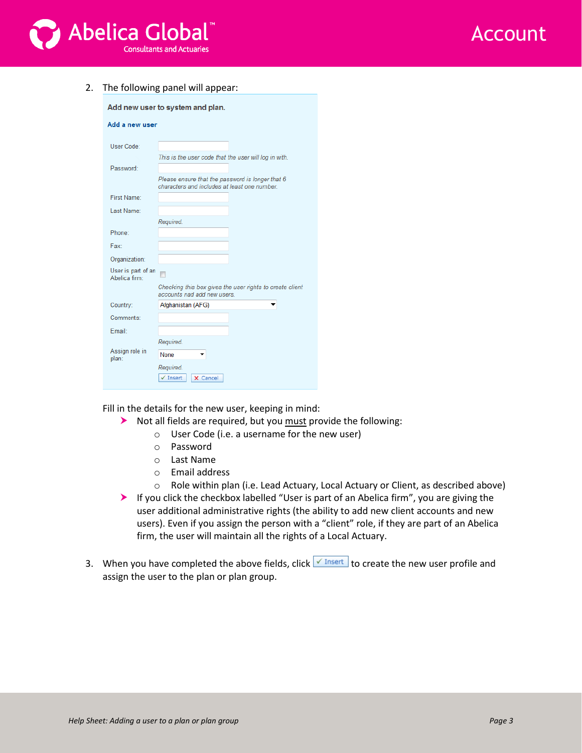2. The following panel will appear:

Add new user to system and plan.

**Add a new user**

User Code:

*This is the user code that the user will log in with.*

Password:

*Please ensure that the password is longer that 6 characters and includes at least one number.*

First Name:

Last Name:

*Required.*

Phone:

Fax:

Organization:

User is part of an Abelica firm:

*Checking this box gives the user rights to create client accounts nad add new users.*

Country: Afghanistan (AFG)

Comments:

Email:

*Required.*

Assign role in plan: None

*Required.*

✓ Insert ✗ Cancel

Fill in the details for the new user, keeping in mind:

- Not all fields are required, but you must provide the following:
  - User Code (i.e. a username for the new user)
  - Password
  - Last Name
  - Email address
  - Role within plan (i.e. Lead Actuary, Local Actuary or Client, as described above)
- If you click the checkbox labelled "User is part of an Abelica firm", you are giving the user additional administrative rights (the ability to add new client accounts and new users). Even if you assign the person with a "client" role, if they are part of an Abelica firm, the user will maintain all the rights of a Local Actuary.

3. When you have completed the above fields, click ✓ Insert to create the new user profile and assign the user to the plan or plan group.